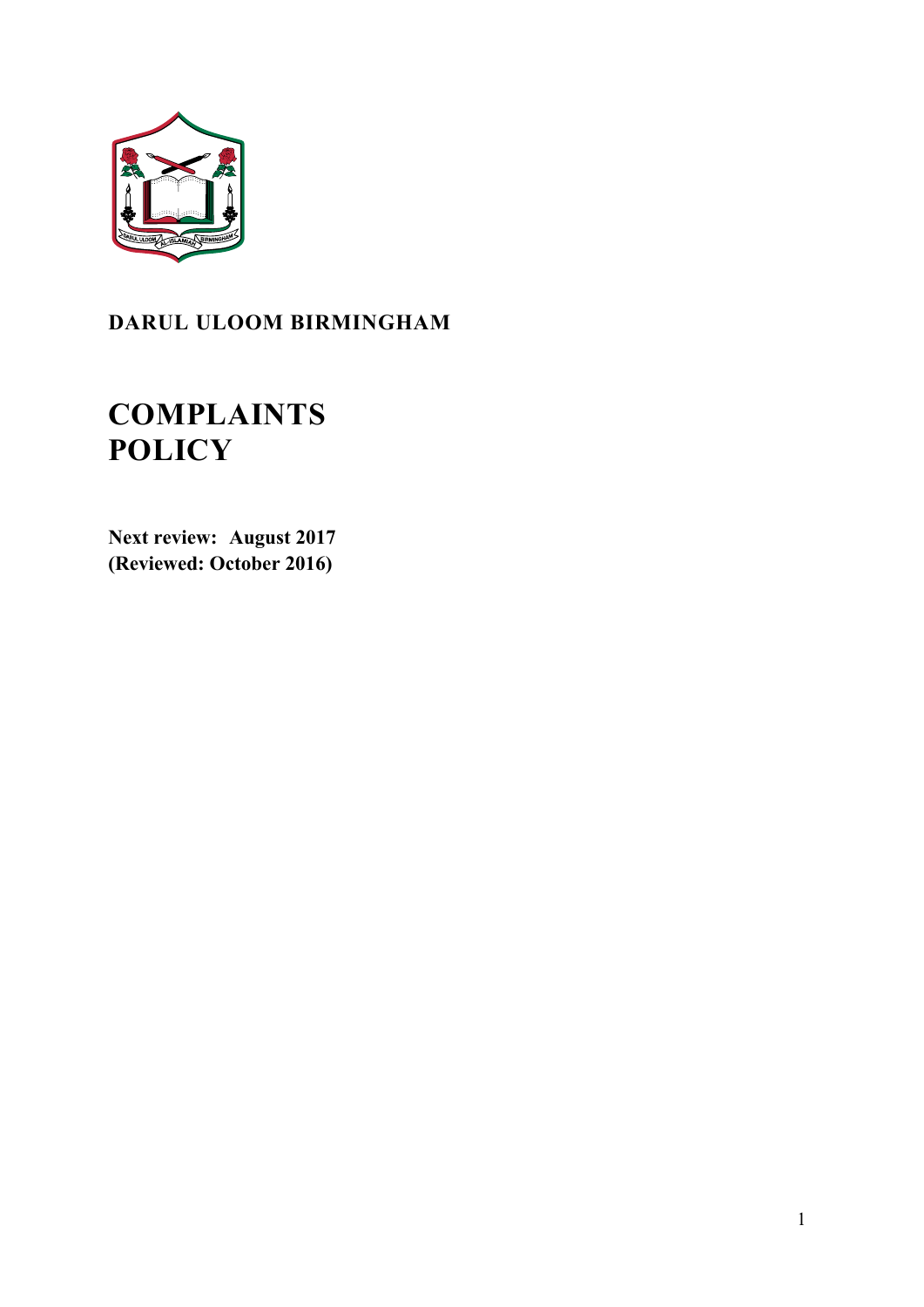**DARUL ULOOM BIRMINGHAM**

# COMPLAINTS POLICY

**Next review: August 2017**
**(Reviewed: October 2016)**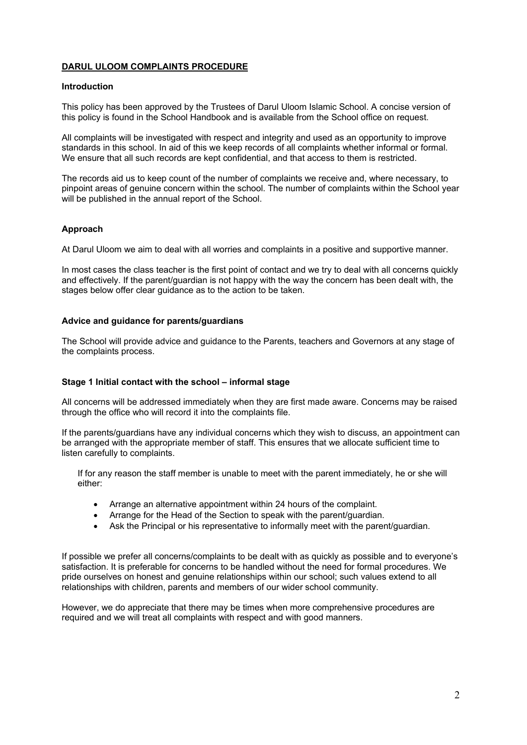## DARUL ULOOM COMPLAINTS PROCEDURE

### Introduction

This policy has been approved by the Trustees of Darul Uloom Islamic School. A concise version of this policy is found in the School Handbook and is available from the School office on request.

All complaints will be investigated with respect and integrity and used as an opportunity to improve standards in this school. In aid of this we keep records of all complaints whether informal or formal. We ensure that all such records are kept confidential, and that access to them is restricted.

The records aid us to keep count of the number of complaints we receive and, where necessary, to pinpoint areas of genuine concern within the school. The number of complaints within the School year will be published in the annual report of the School.

### Approach

At Darul Uloom we aim to deal with all worries and complaints in a positive and supportive manner.

In most cases the class teacher is the first point of contact and we try to deal with all concerns quickly and effectively. If the parent/guardian is not happy with the way the concern has been dealt with, the stages below offer clear guidance as to the action to be taken.

### Advice and guidance for parents/guardians

The School will provide advice and guidance to the Parents, teachers and Governors at any stage of the complaints process.

### Stage 1 Initial contact with the school – informal stage

All concerns will be addressed immediately when they are first made aware. Concerns may be raised through the office who will record it into the complaints file.

If the parents/guardians have any individual concerns which they wish to discuss, an appointment can be arranged with the appropriate member of staff. This ensures that we allocate sufficient time to listen carefully to complaints.

If for any reason the staff member is unable to meet with the parent immediately, he or she will either:

- Arrange an alternative appointment within 24 hours of the complaint.
- Arrange for the Head of the Section to speak with the parent/guardian.
- Ask the Principal or his representative to informally meet with the parent/guardian.

If possible we prefer all concerns/complaints to be dealt with as quickly as possible and to everyone's satisfaction. It is preferable for concerns to be handled without the need for formal procedures. We pride ourselves on honest and genuine relationships within our school; such values extend to all relationships with children, parents and members of our wider school community.

However, we do appreciate that there may be times when more comprehensive procedures are required and we will treat all complaints with respect and with good manners.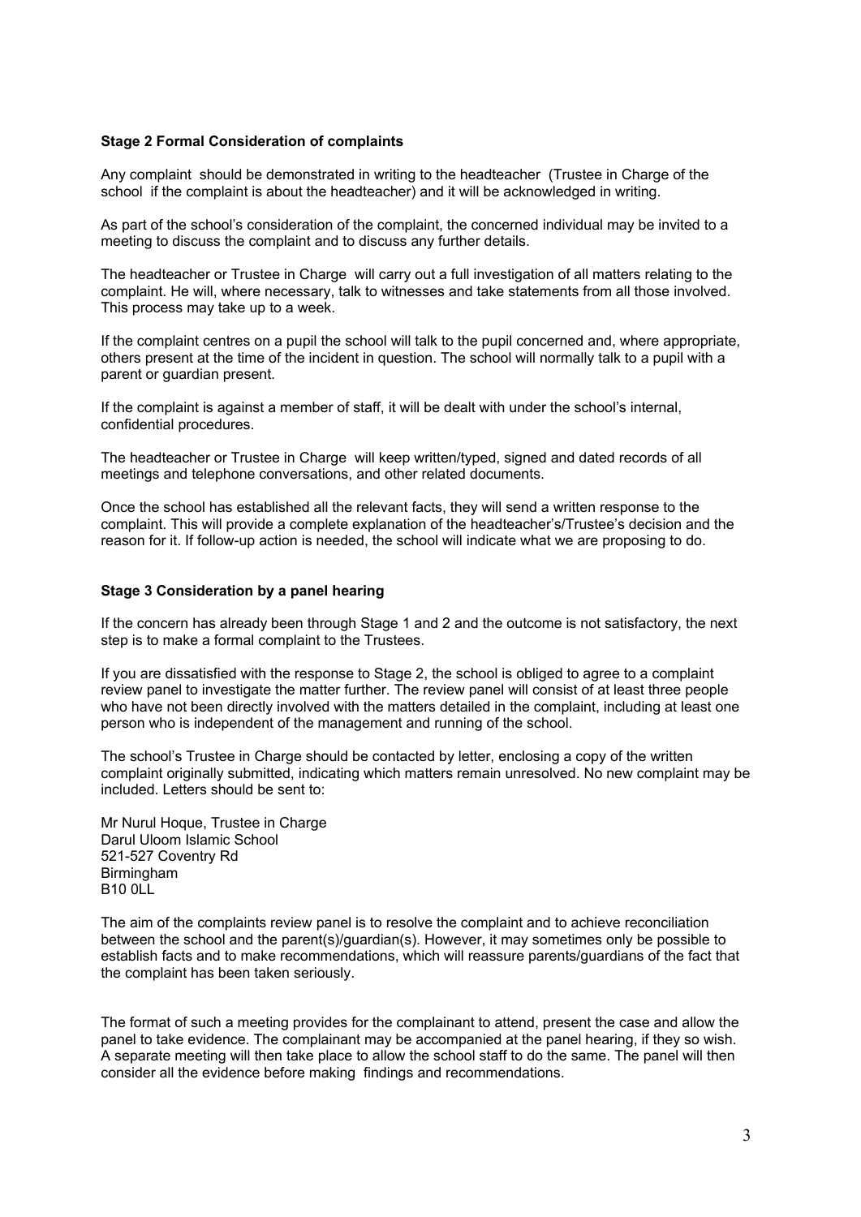**Stage 2 Formal Consideration of complaints**

Any complaint should be demonstrated in writing to the headteacher (Trustee in Charge of the school if the complaint is about the headteacher) and it will be acknowledged in writing.

As part of the school's consideration of the complaint, the concerned individual may be invited to a meeting to discuss the complaint and to discuss any further details.

The headteacher or Trustee in Charge will carry out a full investigation of all matters relating to the complaint. He will, where necessary, talk to witnesses and take statements from all those involved. This process may take up to a week.

If the complaint centres on a pupil the school will talk to the pupil concerned and, where appropriate, others present at the time of the incident in question. The school will normally talk to a pupil with a parent or guardian present.

If the complaint is against a member of staff, it will be dealt with under the school's internal, confidential procedures.

The headteacher or Trustee in Charge will keep written/typed, signed and dated records of all meetings and telephone conversations, and other related documents.

Once the school has established all the relevant facts, they will send a written response to the complaint. This will provide a complete explanation of the headteacher's/Trustee's decision and the reason for it. If follow-up action is needed, the school will indicate what we are proposing to do.

**Stage 3 Consideration by a panel hearing**

If the concern has already been through Stage 1 and 2 and the outcome is not satisfactory, the next step is to make a formal complaint to the Trustees.

If you are dissatisfied with the response to Stage 2, the school is obliged to agree to a complaint review panel to investigate the matter further. The review panel will consist of at least three people who have not been directly involved with the matters detailed in the complaint, including at least one person who is independent of the management and running of the school.

The school's Trustee in Charge should be contacted by letter, enclosing a copy of the written complaint originally submitted, indicating which matters remain unresolved. No new complaint may be included. Letters should be sent to:

Mr Nurul Hoque, Trustee in Charge
Darul Uloom Islamic School
521-527 Coventry Rd
Birmingham
B10 0LL

The aim of the complaints review panel is to resolve the complaint and to achieve reconciliation between the school and the parent(s)/guardian(s). However, it may sometimes only be possible to establish facts and to make recommendations, which will reassure parents/guardians of the fact that the complaint has been taken seriously.

The format of such a meeting provides for the complainant to attend, present the case and allow the panel to take evidence. The complainant may be accompanied at the panel hearing, if they so wish. A separate meeting will then take place to allow the school staff to do the same. The panel will then consider all the evidence before making findings and recommendations.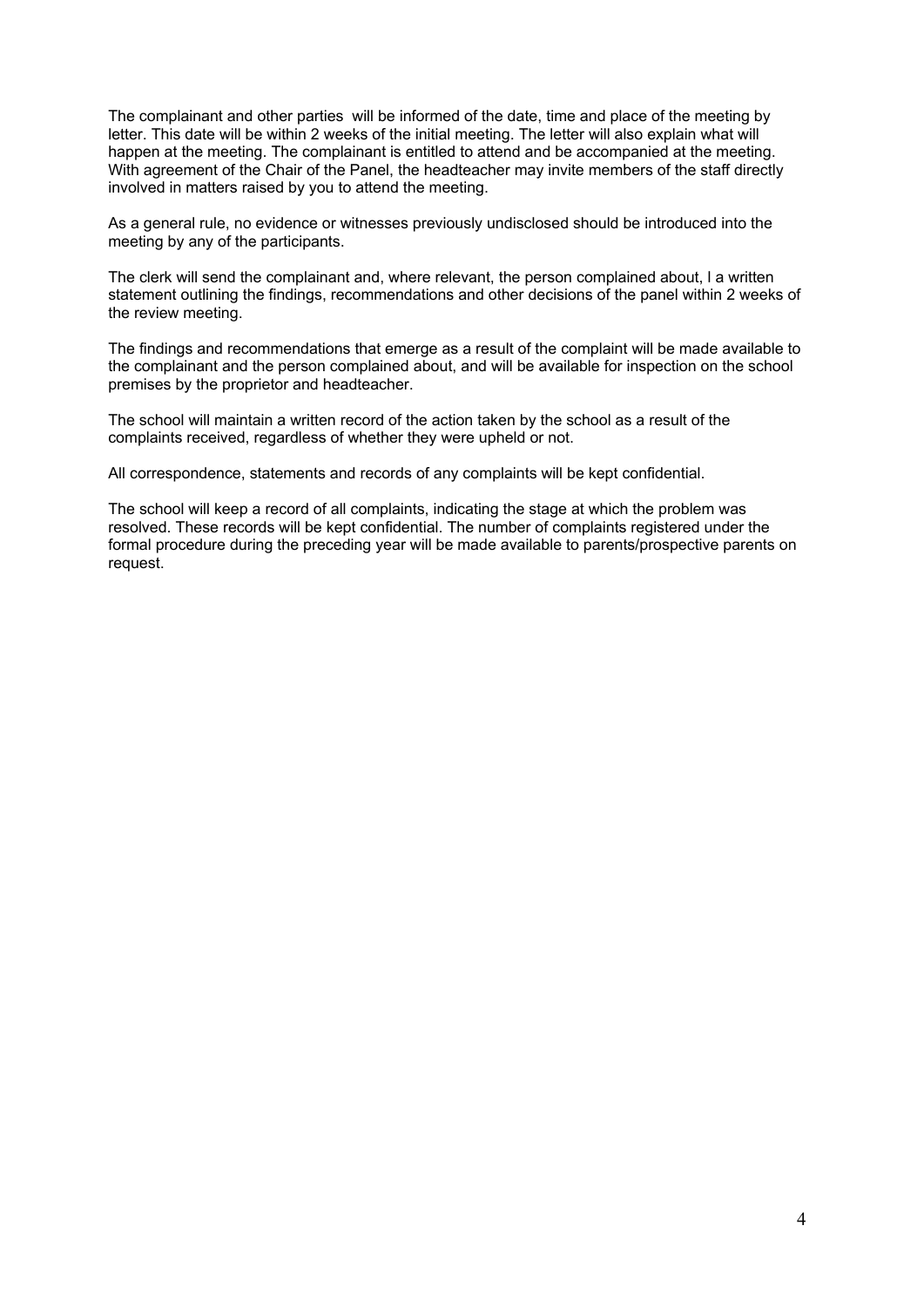The complainant and other parties will be informed of the date, time and place of the meeting by letter. This date will be within 2 weeks of the initial meeting. The letter will also explain what will happen at the meeting. The complainant is entitled to attend and be accompanied at the meeting. With agreement of the Chair of the Panel, the headteacher may invite members of the staff directly involved in matters raised by you to attend the meeting.

As a general rule, no evidence or witnesses previously undisclosed should be introduced into the meeting by any of the participants.

The clerk will send the complainant and, where relevant, the person complained about, l a written statement outlining the findings, recommendations and other decisions of the panel within 2 weeks of the review meeting.

The findings and recommendations that emerge as a result of the complaint will be made available to the complainant and the person complained about, and will be available for inspection on the school premises by the proprietor and headteacher.

The school will maintain a written record of the action taken by the school as a result of the complaints received, regardless of whether they were upheld or not.

All correspondence, statements and records of any complaints will be kept confidential.

The school will keep a record of all complaints, indicating the stage at which the problem was resolved. These records will be kept confidential. The number of complaints registered under the formal procedure during the preceding year will be made available to parents/prospective parents on request.